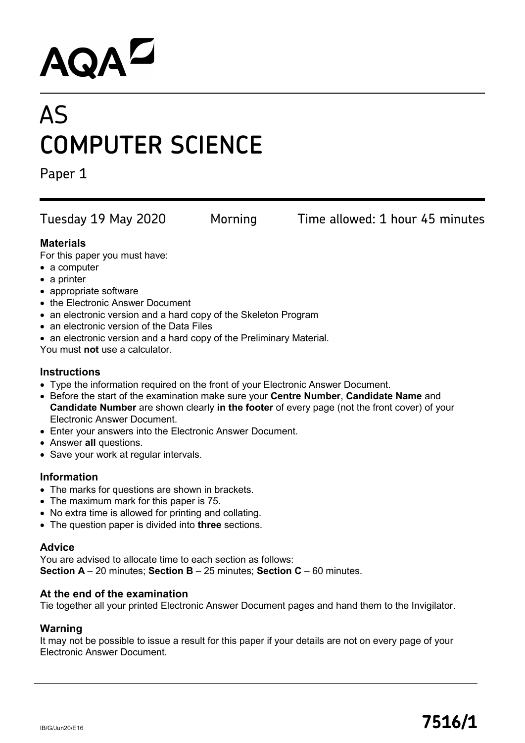AQA

# AS
# COMPUTER SCIENCE

Paper 1

Tuesday 19 May 2020 Morning Time allowed: 1 hour 45 minutes

**Materials**

For this paper you must have:

- a computer
- a printer
- appropriate software
- the Electronic Answer Document
- an electronic version and a hard copy of the Skeleton Program
- an electronic version of the Data Files
- an electronic version and a hard copy of the Preliminary Material.

You must **not** use a calculator.

**Instructions**

- Type the information required on the front of your Electronic Answer Document.
- Before the start of the examination make sure your **Centre Number**, **Candidate Name** and **Candidate Number** are shown clearly **in the footer** of every page (not the front cover) of your Electronic Answer Document.
- Enter your answers into the Electronic Answer Document.
- Answer **all** questions.
- Save your work at regular intervals.

**Information**

- The marks for questions are shown in brackets.
- The maximum mark for this paper is 75.
- No extra time is allowed for printing and collating.
- The question paper is divided into **three** sections.

**Advice**

You are advised to allocate time to each section as follows:
**Section A** – 20 minutes; **Section B** – 25 minutes; **Section C** – 60 minutes.

**At the end of the examination**

Tie together all your printed Electronic Answer Document pages and hand them to the Invigilator.

**Warning**

It may not be possible to issue a result for this paper if your details are not on every page of your Electronic Answer Document.

IB/G/Jun20/E16

**7516/1**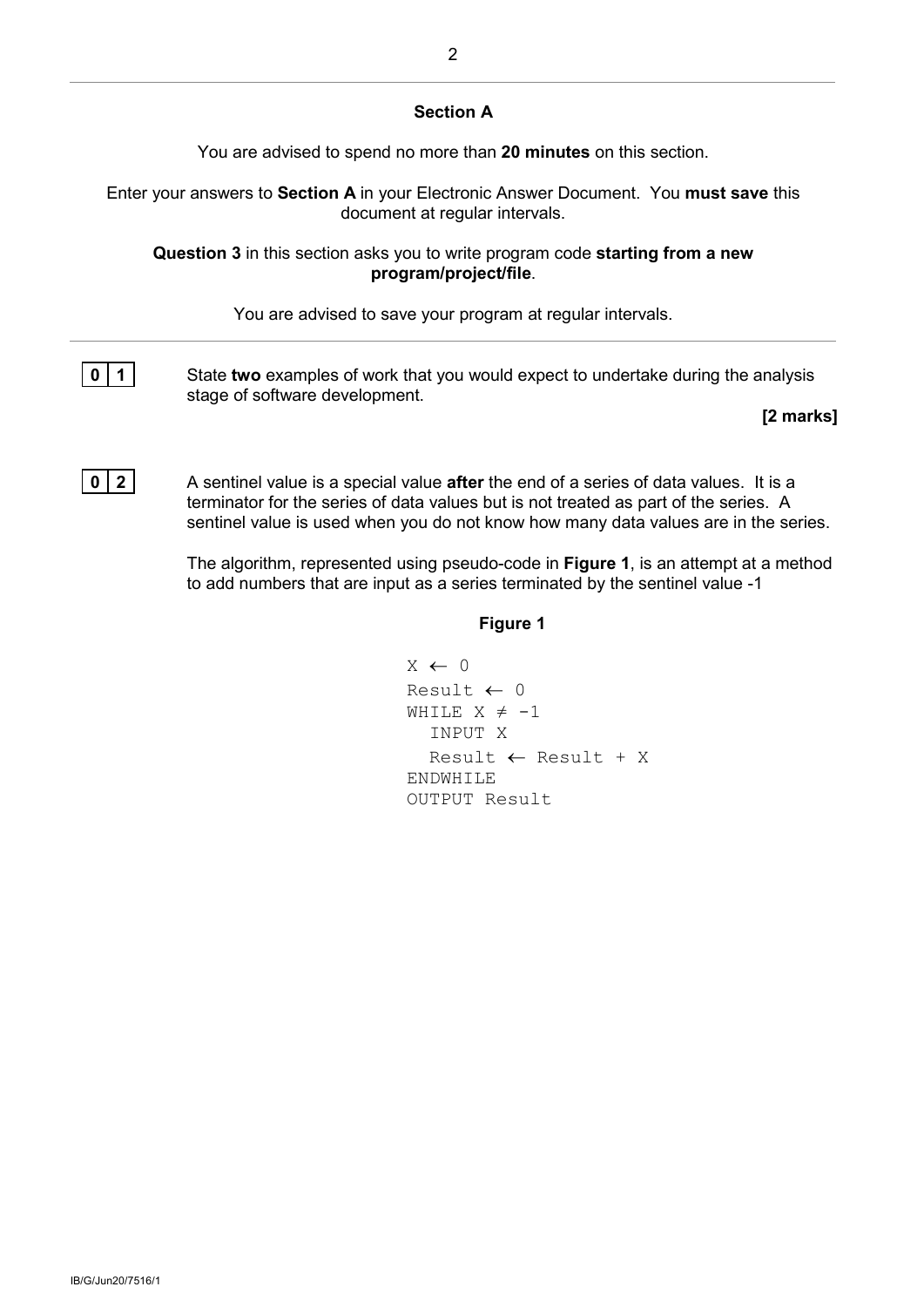## Section A

You are advised to spend no more than **20 minutes** on this section.

Enter your answers to **Section A** in your Electronic Answer Document. You **must save** this document at regular intervals.

**Question 3** in this section asks you to write program code **starting from a new program/project/file**.

You are advised to save your program at regular intervals.

---

**0 1** State **two** examples of work that you would expect to undertake during the analysis stage of software development.

**[2 marks]**

**0 2** A sentinel value is a special value **after** the end of a series of data values. It is a terminator for the series of data values but is not treated as part of the series. A sentinel value is used when you do not know how many data values are in the series.

The algorithm, represented using pseudo-code in **Figure 1**, is an attempt at a method to add numbers that are input as a series terminated by the sentinel value -1

**Figure 1**

```
X ← 0
Result ← 0
WHILE X ≠ -1
  INPUT X
  Result ← Result + X
ENDWHILE
OUTPUT Result
```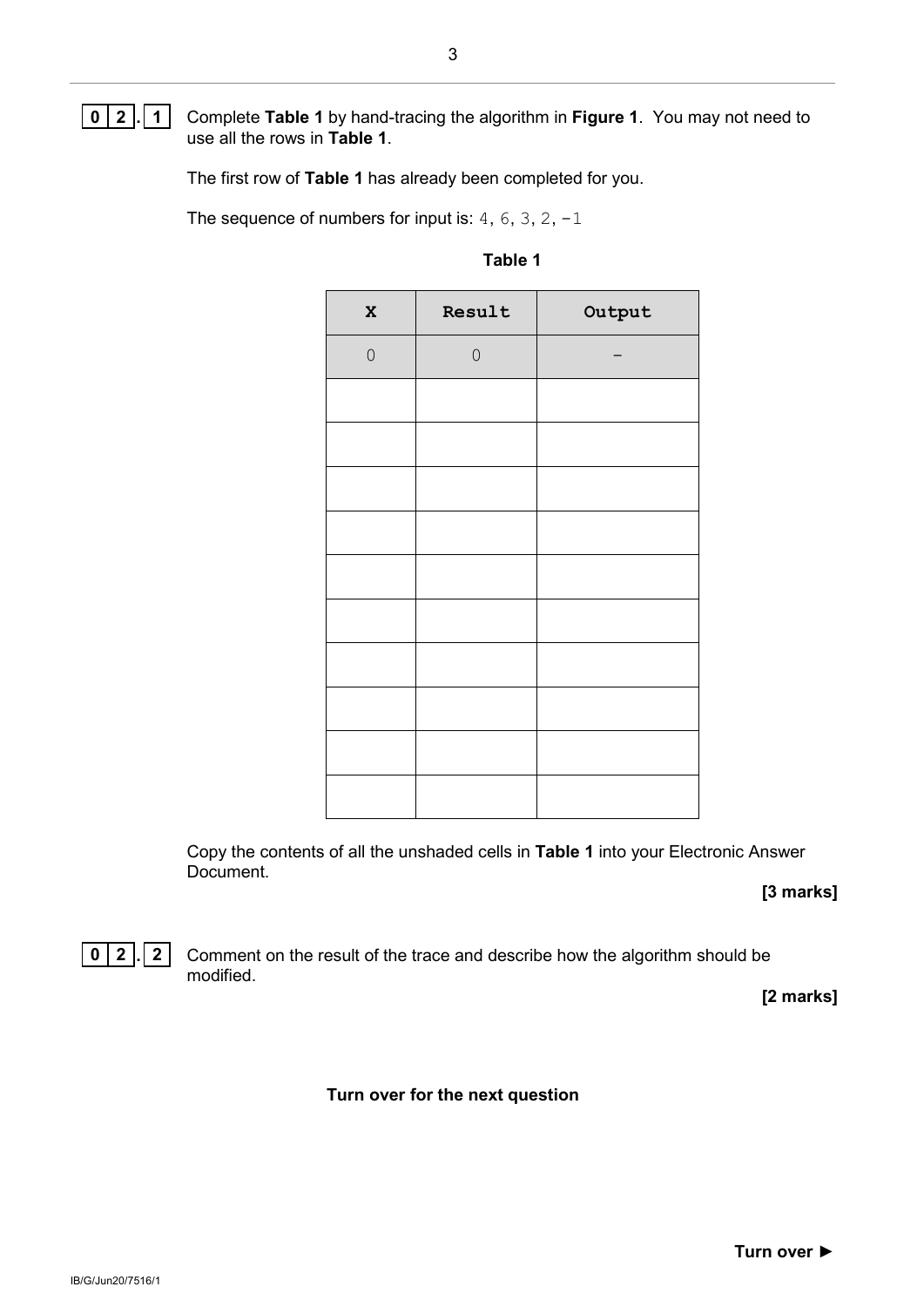**0 2 . 1** Complete **Table 1** by hand-tracing the algorithm in **Figure 1**. You may not need to use all the rows in **Table 1**.

The first row of **Table 1** has already been completed for you.

The sequence of numbers for input is: 4, 6, 3, 2, -1

**Table 1**

| X | Result | Output |
|---|---|---|
| 0 | 0 | – |
| | | |
| | | |
| | | |
| | | |
| | | |
| | | |
| | | |
| | | |
| | | |
| | | |

Copy the contents of all the unshaded cells in **Table 1** into your Electronic Answer Document.

**[3 marks]**

**0 2 . 2** Comment on the result of the trace and describe how the algorithm should be modified.

**[2 marks]**

**Turn over for the next question**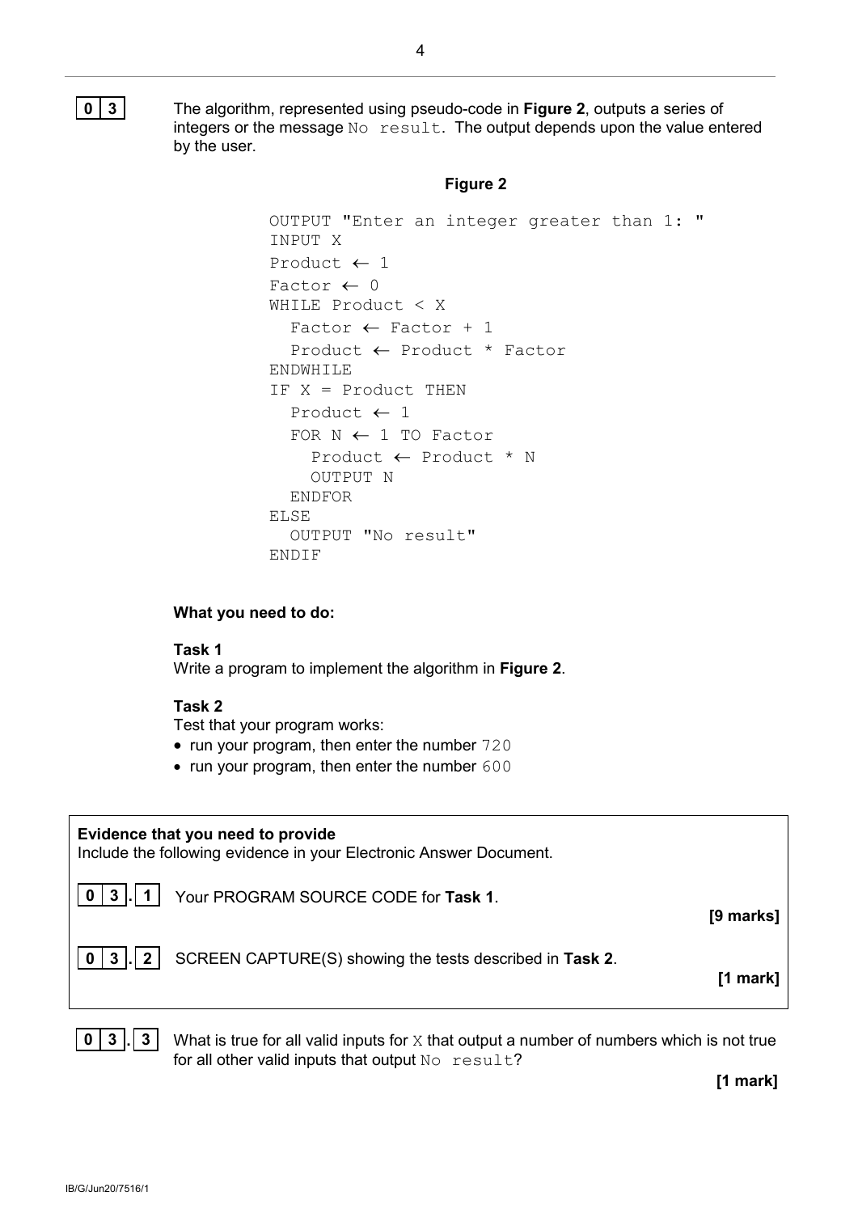**0 3** The algorithm, represented using pseudo-code in **Figure 2**, outputs a series of integers or the message `No result`. The output depends upon the value entered by the user.

**Figure 2**

```
OUTPUT "Enter an integer greater than 1: "
INPUT X
Product ← 1
Factor ← 0
WHILE Product < X
  Factor ← Factor + 1
  Product ← Product * Factor
ENDWHILE
IF X = Product THEN
  Product ← 1
  FOR N ← 1 TO Factor
    Product ← Product * N
    OUTPUT N
  ENDFOR
ELSE
  OUTPUT "No result"
ENDIF
```

**What you need to do:**

**Task 1**
Write a program to implement the algorithm in **Figure 2**.

**Task 2**
Test that your program works:

- run your program, then enter the number `720`
- run your program, then enter the number `600`

**Evidence that you need to provide**
Include the following evidence in your Electronic Answer Document.

**0 3 . 1** Your PROGRAM SOURCE CODE for **Task 1**. **[9 marks]**

**0 3 . 2** SCREEN CAPTURE(S) showing the tests described in **Task 2**. **[1 mark]**

**0 3 . 3** What is true for all valid inputs for `X` that output a number of numbers which is not true for all other valid inputs that output `No result`?

**[1 mark]**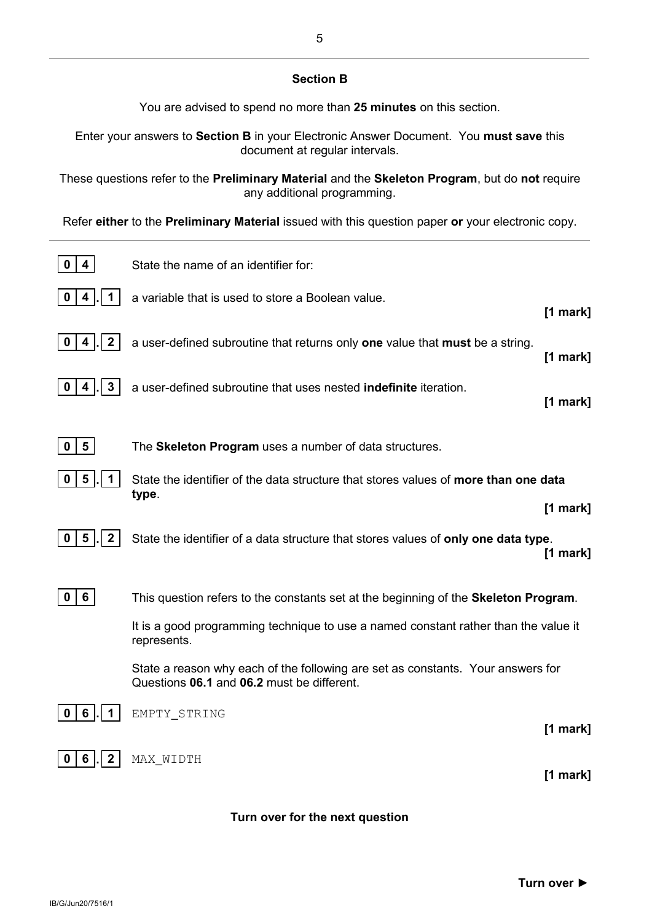## Section B

You are advised to spend no more than **25 minutes** on this section.

Enter your answers to **Section B** in your Electronic Answer Document. You **must save** this document at regular intervals.

These questions refer to the **Preliminary Material** and the **Skeleton Program**, but do **not** require any additional programming.

Refer **either** to the **Preliminary Material** issued with this question paper **or** your electronic copy.

---

**0 4** State the name of an identifier for:

**0 4 . 1** a variable that is used to store a Boolean value.

**[1 mark]**

**0 4 . 2** a user-defined subroutine that returns only **one** value that **must** be a string.

**[1 mark]**

**0 4 . 3** a user-defined subroutine that uses nested **indefinite** iteration.

**[1 mark]**

**0 5** The **Skeleton Program** uses a number of data structures.

**0 5 . 1** State the identifier of the data structure that stores values of **more than one data type**.

**[1 mark]**

**0 5 . 2** State the identifier of a data structure that stores values of **only one data type**.

**[1 mark]**

**0 6** This question refers to the constants set at the beginning of the **Skeleton Program**.

It is a good programming technique to use a named constant rather than the value it represents.

State a reason why each of the following are set as constants. Your answers for Questions **06.1** and **06.2** must be different.

**0 6 . 1** `EMPTY_STRING`

**[1 mark]**

**0 6 . 2** `MAX_WIDTH`

**[1 mark]**

**Turn over for the next question**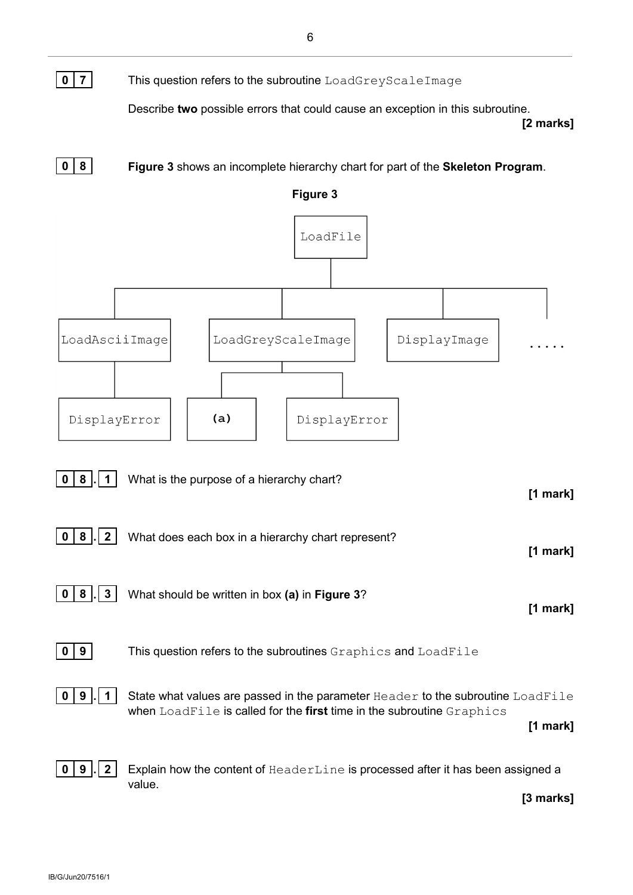**0 7** This question refers to the subroutine `LoadGreyScaleImage`

Describe **two** possible errors that could cause an exception in this subroutine.

**[2 marks]**

**0 8** **Figure 3** shows an incomplete hierarchy chart for part of the **Skeleton Program**.

**Figure 3**

```
                         LoadFile
                            |
   ---------------------------------------------------------
   |                        |                  |           |
LoadAsciiImage      LoadGreyScaleImage     DisplayImage   .....
   |                        |
DisplayError          ------------
                      |          |
                     (a)    DisplayError
```

**0 8 . 1** What is the purpose of a hierarchy chart?

**[1 mark]**

**0 8 . 2** What does each box in a hierarchy chart represent?

**[1 mark]**

**0 8 . 3** What should be written in box **(a)** in **Figure 3**?

**[1 mark]**

**0 9** This question refers to the subroutines `Graphics` and `LoadFile`

**0 9 . 1** State what values are passed in the parameter `Header` to the subroutine `LoadFile` when `LoadFile` is called for the **first** time in the subroutine `Graphics`

**[1 mark]**

**0 9 . 2** Explain how the content of `HeaderLine` is processed after it has been assigned a value.

**[3 marks]**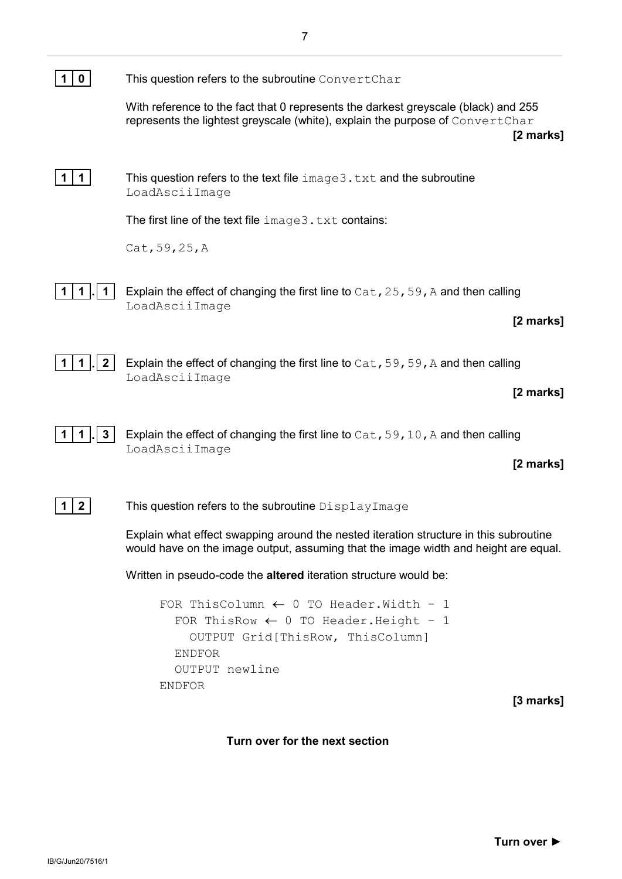**1 0** This question refers to the subroutine `ConvertChar`

With reference to the fact that 0 represents the darkest greyscale (black) and 255 represents the lightest greyscale (white), explain the purpose of `ConvertChar`

**[2 marks]**

**1 1** This question refers to the text file `image3.txt` and the subroutine `LoadAsciiImage`

The first line of the text file `image3.txt` contains:

`Cat,59,25,A`

**1 1 . 1** Explain the effect of changing the first line to `Cat,25,59,A` and then calling `LoadAsciiImage`

**[2 marks]**

**1 1 . 2** Explain the effect of changing the first line to `Cat,59,59,A` and then calling `LoadAsciiImage`

**[2 marks]**

**1 1 . 3** Explain the effect of changing the first line to `Cat,59,10,A` and then calling `LoadAsciiImage`

**[2 marks]**

**1 2** This question refers to the subroutine `DisplayImage`

Explain what effect swapping around the nested iteration structure in this subroutine would have on the image output, assuming that the image width and height are equal.

Written in pseudo-code the **altered** iteration structure would be:

```
FOR ThisColumn ← 0 TO Header.Width – 1
  FOR ThisRow ← 0 TO Header.Height – 1
    OUTPUT Grid[ThisRow, ThisColumn]
  ENDFOR
  OUTPUT newline
ENDFOR
```

**[3 marks]**

**Turn over for the next section**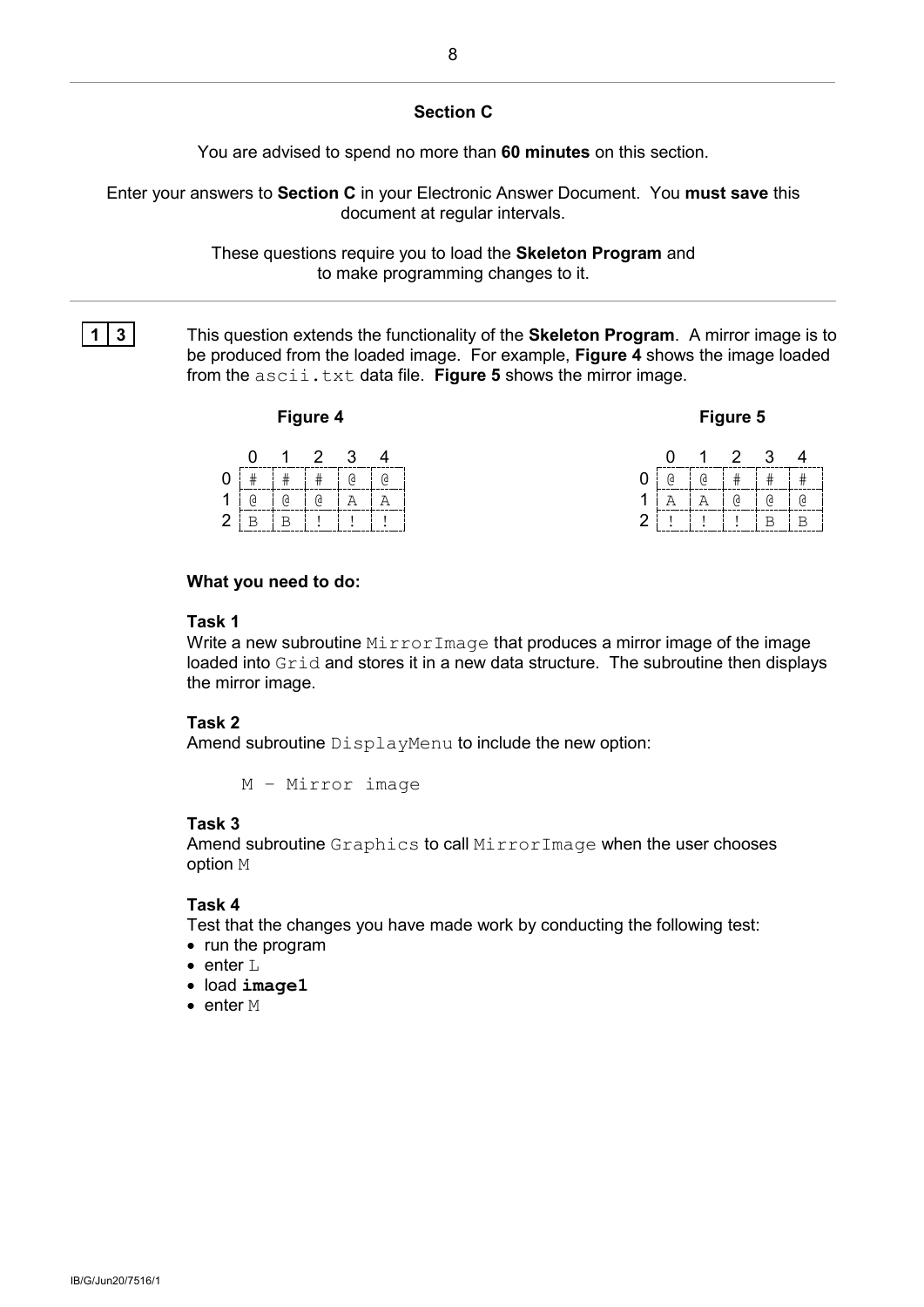## Section C

You are advised to spend no more than **60 minutes** on this section.

Enter your answers to **Section C** in your Electronic Answer Document. You **must save** this document at regular intervals.

These questions require you to load the **Skeleton Program** and to make programming changes to it.

**1 3** This question extends the functionality of the **Skeleton Program**. A mirror image is to be produced from the loaded image. For example, **Figure 4** shows the image loaded from the `ascii.txt` data file. **Figure 5** shows the mirror image.

**Figure 4**

| | 0 | 1 | 2 | 3 | 4 |
|---|---|---|---|---|---|
| 0 | # | # | # | @ | @ |
| 1 | @ | @ | @ | A | A |
| 2 | B | B | ! | ! | ! |

**Figure 5**

| | 0 | 1 | 2 | 3 | 4 |
|---|---|---|---|---|---|
| 0 | @ | @ | # | # | # |
| 1 | A | A | @ | @ | @ |
| 2 | ! | ! | ! | B | B |

**What you need to do:**

**Task 1**

Write a new subroutine `MirrorImage` that produces a mirror image of the image loaded into `Grid` and stores it in a new data structure. The subroutine then displays the mirror image.

**Task 2**

Amend subroutine `DisplayMenu` to include the new option:

```
M – Mirror image
```

**Task 3**

Amend subroutine `Graphics` to call `MirrorImage` when the user chooses option `M`

**Task 4**

Test that the changes you have made work by conducting the following test:

- run the program
- enter `L`
- load **`image1`**
- enter `M`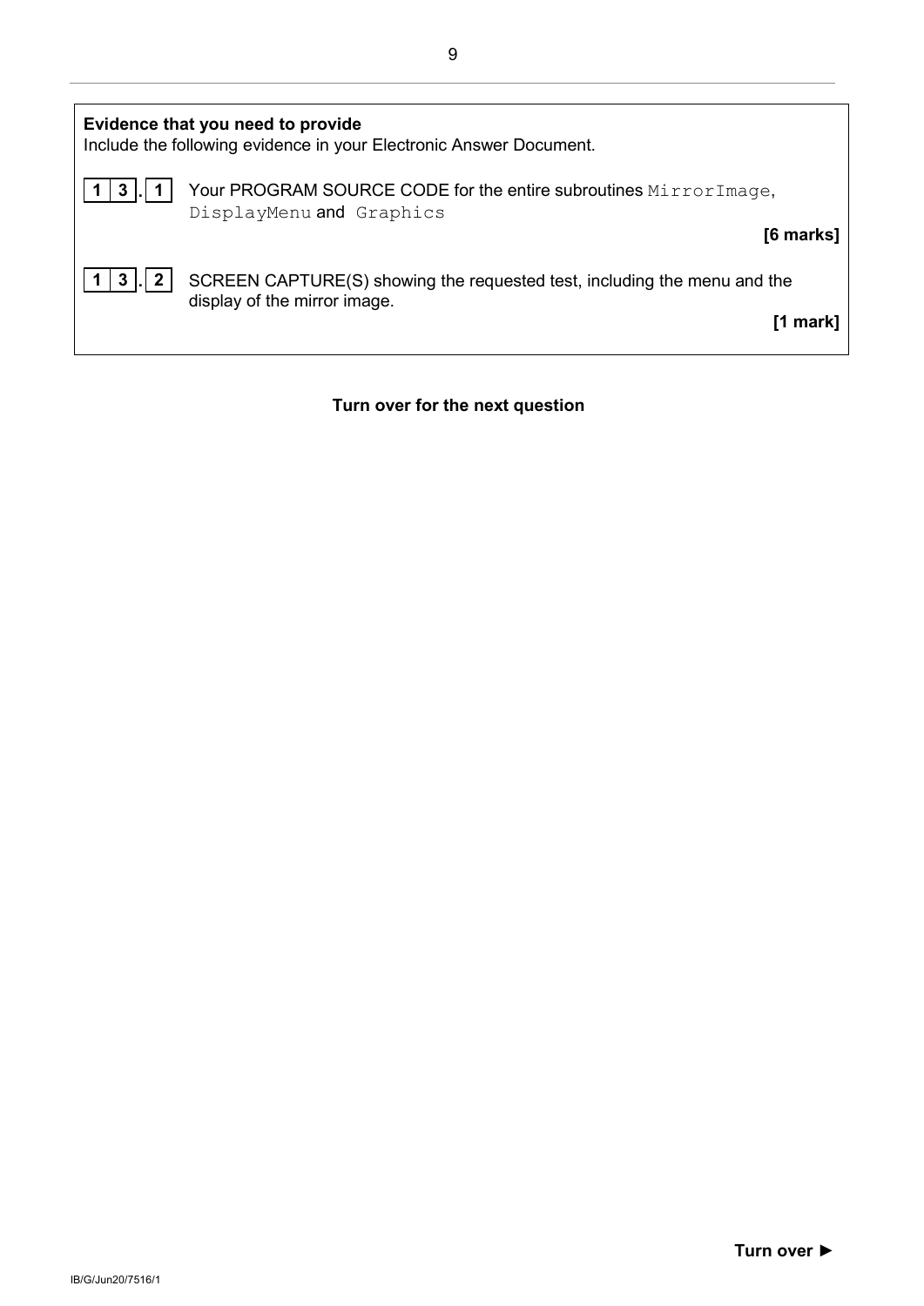**Evidence that you need to provide**

Include the following evidence in your Electronic Answer Document.

**13.1** Your PROGRAM SOURCE CODE for the entire subroutines `MirrorImage`, `DisplayMenu` and `Graphics`

**[6 marks]**

**13.2** SCREEN CAPTURE(S) showing the requested test, including the menu and the display of the mirror image.

**[1 mark]**

**Turn over for the next question**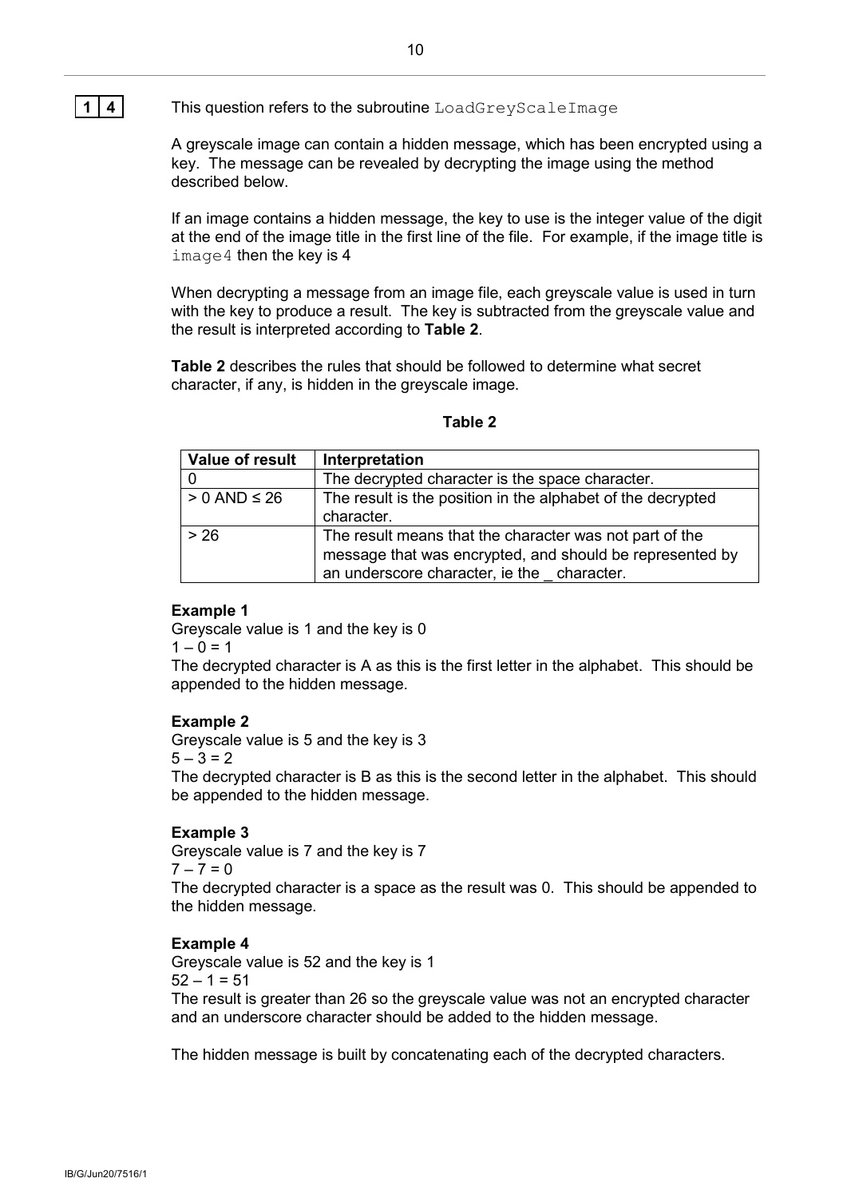**1 4** This question refers to the subroutine `LoadGreyScaleImage`

A greyscale image can contain a hidden message, which has been encrypted using a key. The message can be revealed by decrypting the image using the method described below.

If an image contains a hidden message, the key to use is the integer value of the digit at the end of the image title in the first line of the file. For example, if the image title is `image4` then the key is 4

When decrypting a message from an image file, each greyscale value is used in turn with the key to produce a result. The key is subtracted from the greyscale value and the result is interpreted according to **Table 2**.

**Table 2** describes the rules that should be followed to determine what secret character, if any, is hidden in the greyscale image.

**Table 2**

| Value of result | Interpretation |
|---|---|
| 0 | The decrypted character is the space character. |
| > 0 AND ≤ 26 | The result is the position in the alphabet of the decrypted character. |
| > 26 | The result means that the character was not part of the message that was encrypted, and should be represented by an underscore character, ie the _ character. |

**Example 1**
Greyscale value is 1 and the key is 0
1 – 0 = 1
The decrypted character is A as this is the first letter in the alphabet. This should be appended to the hidden message.

**Example 2**
Greyscale value is 5 and the key is 3
5 – 3 = 2
The decrypted character is B as this is the second letter in the alphabet. This should be appended to the hidden message.

**Example 3**
Greyscale value is 7 and the key is 7
7 – 7 = 0
The decrypted character is a space as the result was 0. This should be appended to the hidden message.

**Example 4**
Greyscale value is 52 and the key is 1
52 – 1 = 51
The result is greater than 26 so the greyscale value was not an encrypted character and an underscore character should be added to the hidden message.

The hidden message is built by concatenating each of the decrypted characters.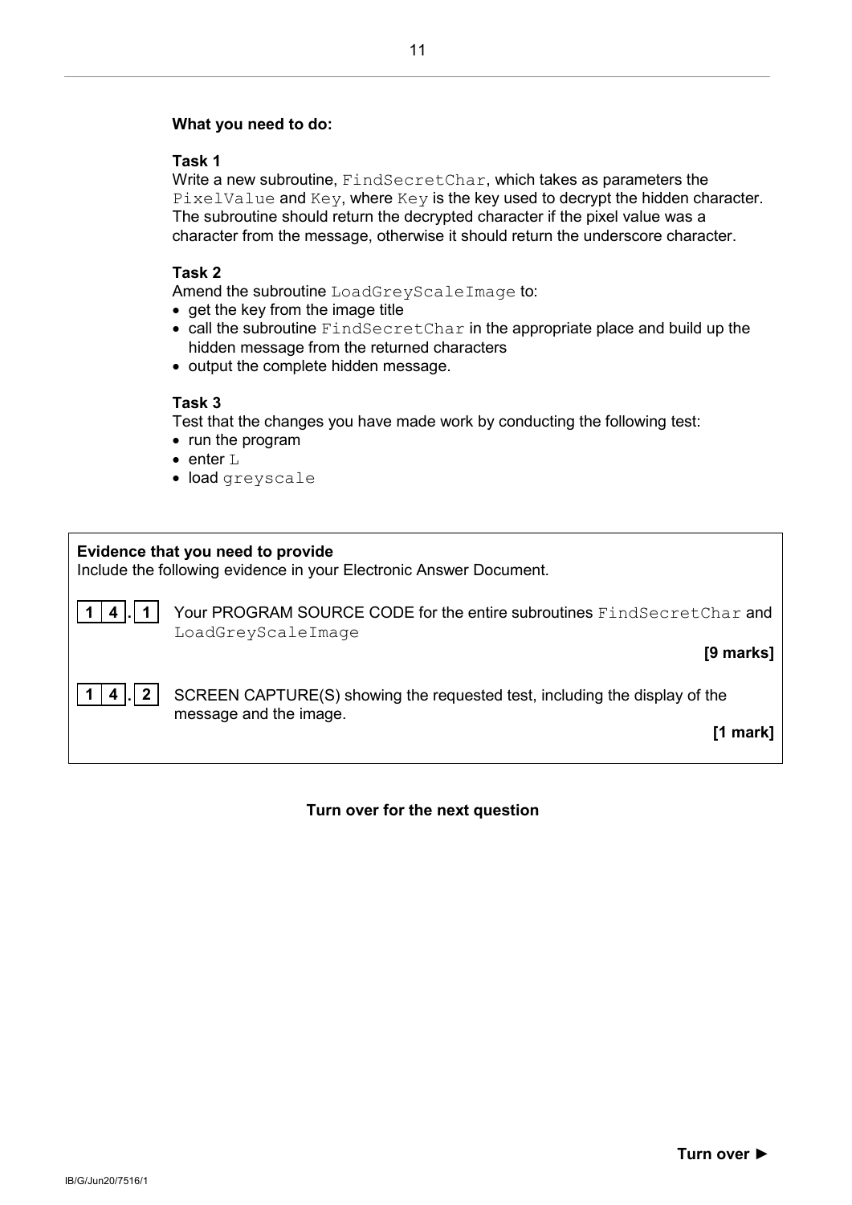**What you need to do:**

**Task 1**
Write a new subroutine, `FindSecretChar`, which takes as parameters the `PixelValue` and `Key`, where `Key` is the key used to decrypt the hidden character. The subroutine should return the decrypted character if the pixel value was a character from the message, otherwise it should return the underscore character.

**Task 2**
Amend the subroutine `LoadGreyScaleImage` to:

- get the key from the image title
- call the subroutine `FindSecretChar` in the appropriate place and build up the hidden message from the returned characters
- output the complete hidden message.

**Task 3**
Test that the changes you have made work by conducting the following test:

- run the program
- enter `L`
- load `greyscale`

**Evidence that you need to provide**
Include the following evidence in your Electronic Answer Document.

**1 4 . 1** Your PROGRAM SOURCE CODE for the entire subroutines `FindSecretChar` and `LoadGreyScaleImage`

**[9 marks]**

**1 4 . 2** SCREEN CAPTURE(S) showing the requested test, including the display of the message and the image.

**[1 mark]**

**Turn over for the next question**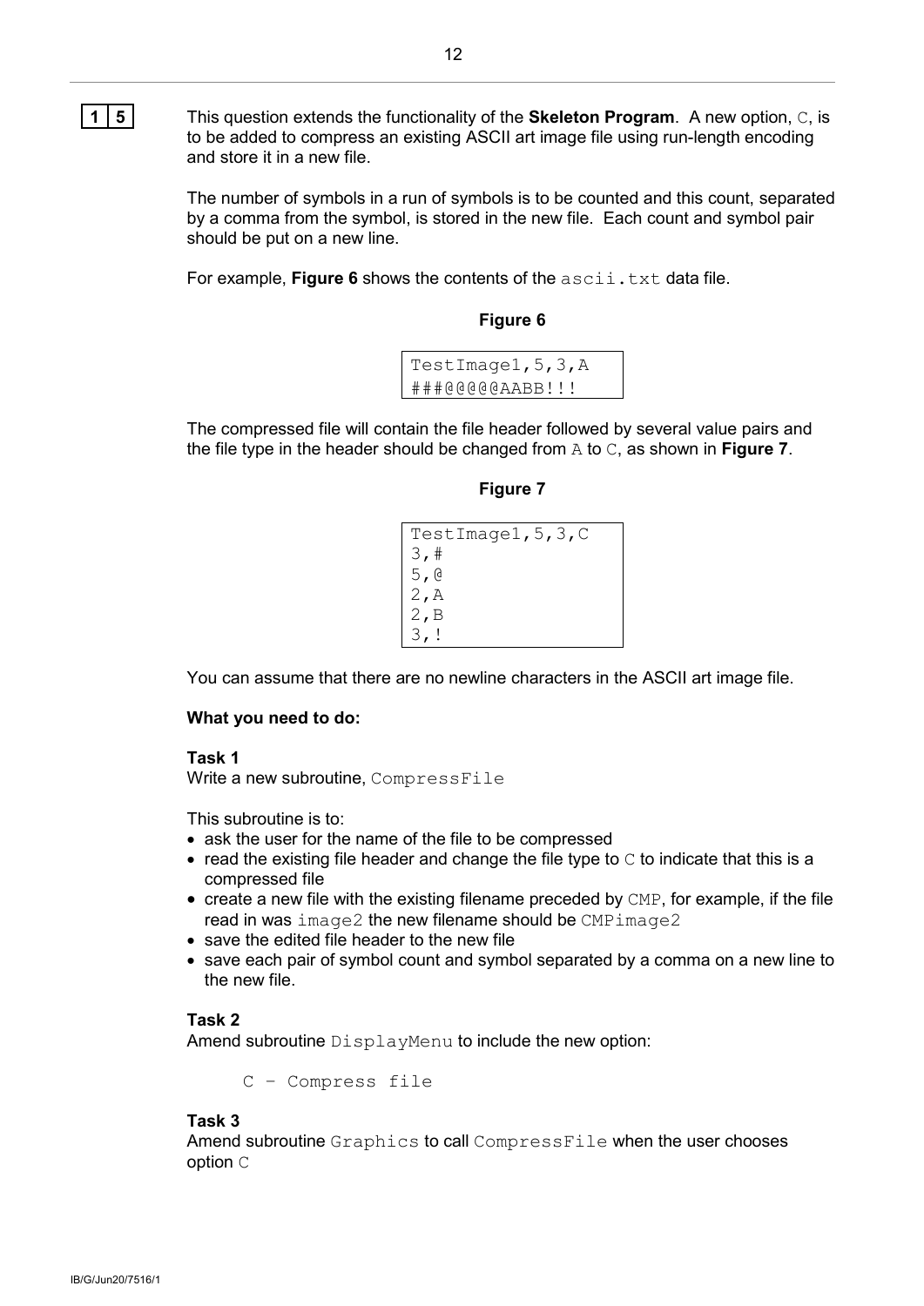**1 5** This question extends the functionality of the **Skeleton Program**. A new option, `C`, is to be added to compress an existing ASCII art image file using run-length encoding and store it in a new file.

The number of symbols in a run of symbols is to be counted and this count, separated by a comma from the symbol, is stored in the new file. Each count and symbol pair should be put on a new line.

For example, **Figure 6** shows the contents of the `ascii.txt` data file.

**Figure 6**

```
TestImage1,5,3,A
###@@@@@AABB!!!
```

The compressed file will contain the file header followed by several value pairs and the file type in the header should be changed from `A` to `C`, as shown in **Figure 7**.

**Figure 7**

```
TestImage1,5,3,C
3,#
5,@
2,A
2,B
3,!
```

You can assume that there are no newline characters in the ASCII art image file.

**What you need to do:**

**Task 1**
Write a new subroutine, `CompressFile`

This subroutine is to:

- ask the user for the name of the file to be compressed
- read the existing file header and change the file type to `C` to indicate that this is a compressed file
- create a new file with the existing filename preceded by `CMP`, for example, if the file read in was `image2` the new filename should be `CMPimage2`
- save the edited file header to the new file
- save each pair of symbol count and symbol separated by a comma on a new line to the new file.

**Task 2**
Amend subroutine `DisplayMenu` to include the new option:

```
C – Compress file
```

**Task 3**
Amend subroutine `Graphics` to call `CompressFile` when the user chooses option `C`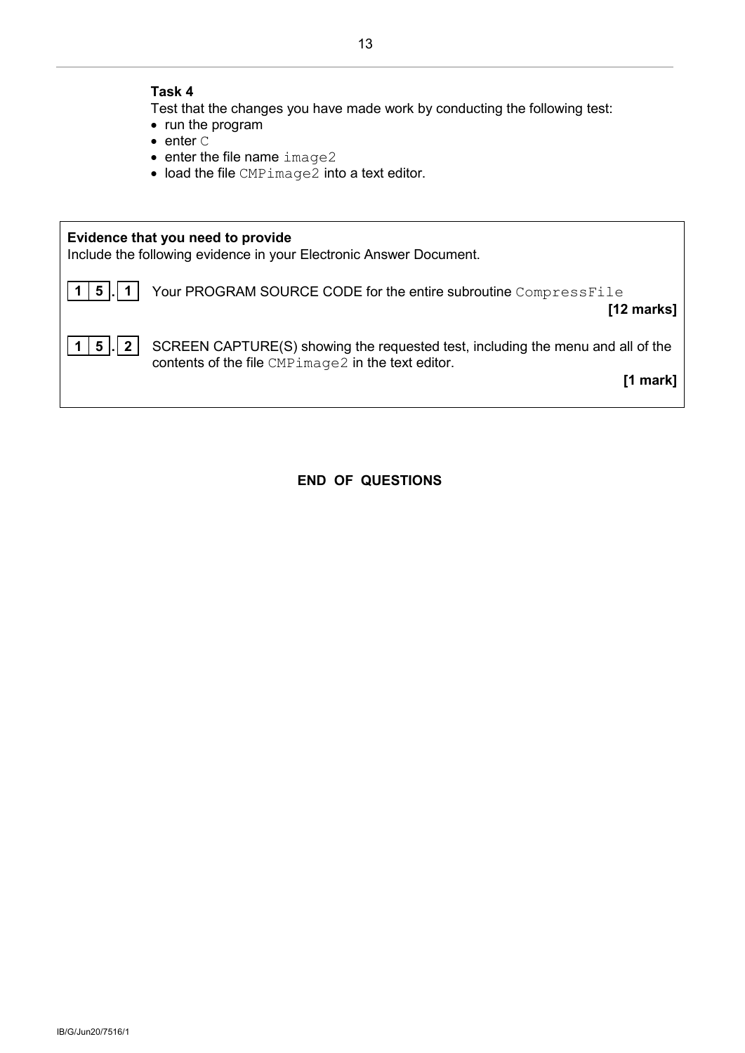### Task 4

Test that the changes you have made work by conducting the following test:

- run the program
- enter `C`
- enter the file name `image2`
- load the file `CMPimage2` into a text editor.

---

**Evidence that you need to provide**

Include the following evidence in your Electronic Answer Document.

**15.1** Your PROGRAM SOURCE CODE for the entire subroutine `CompressFile`

**[12 marks]**

**15.2** SCREEN CAPTURE(S) showing the requested test, including the menu and all of the contents of the file `CMPimage2` in the text editor.

**[1 mark]**

---

**END OF QUESTIONS**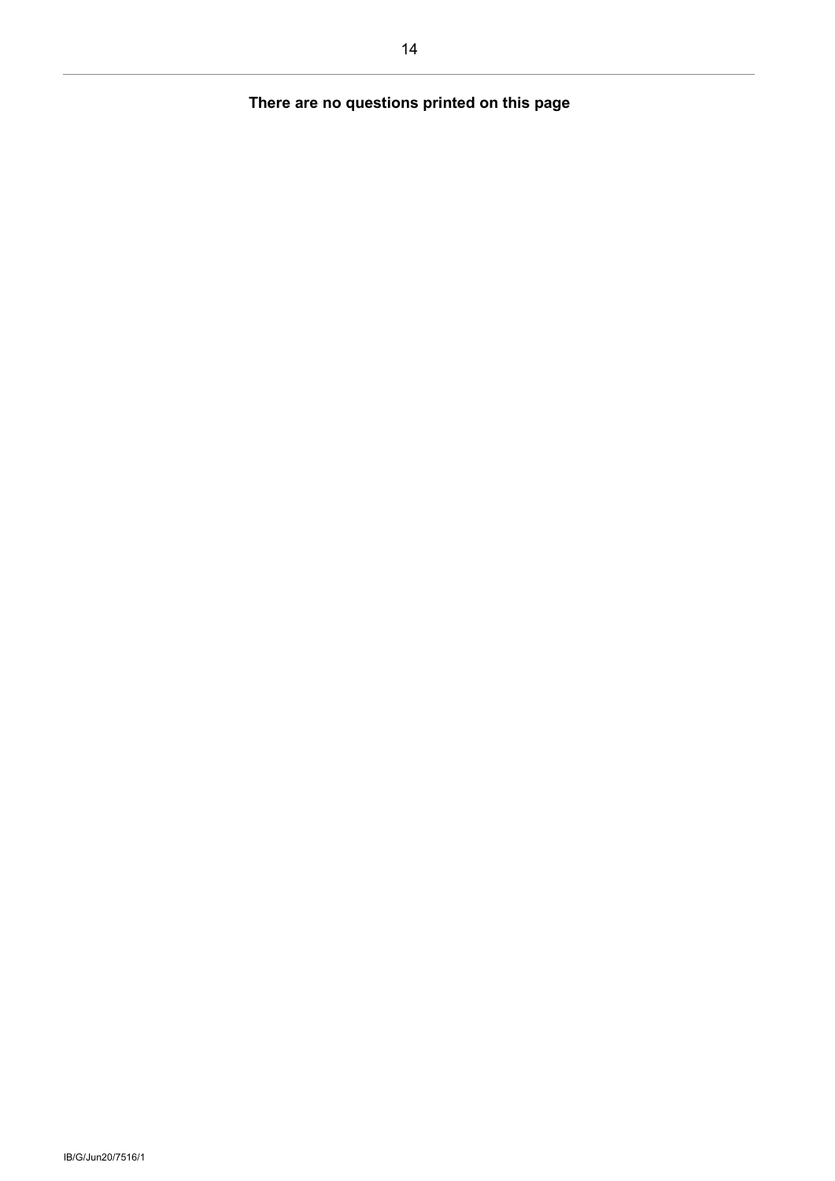**There are no questions printed on this page**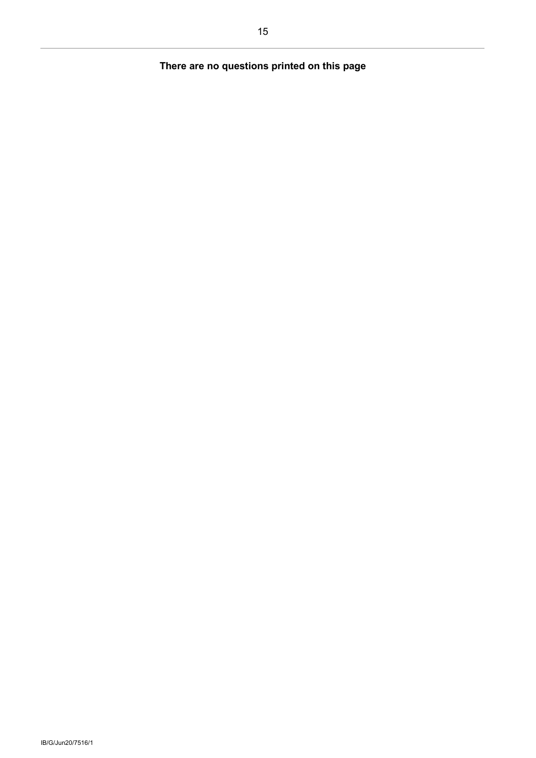**There are no questions printed on this page**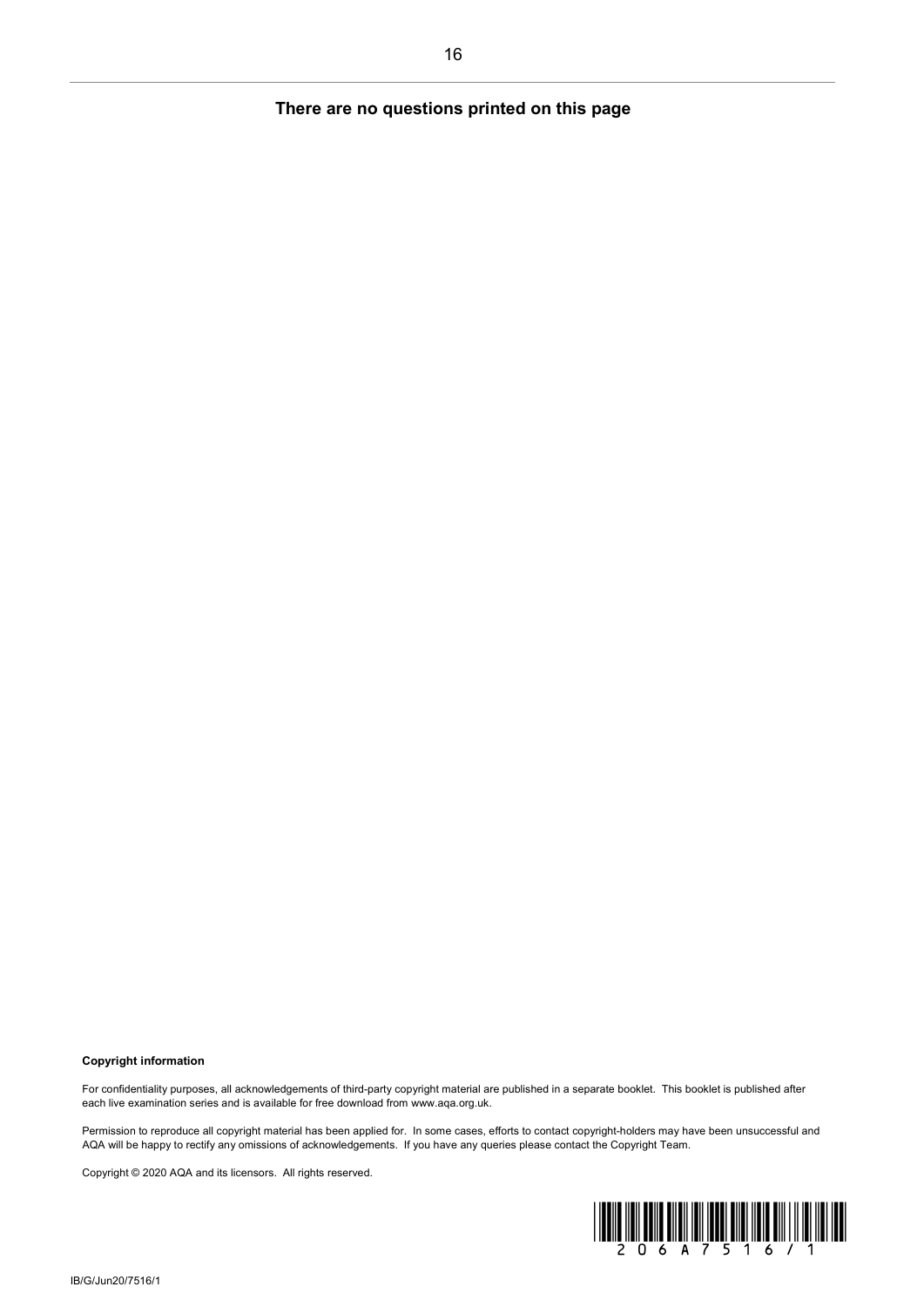**There are no questions printed on this page**

**Copyright information**

For confidentiality purposes, all acknowledgements of third-party copyright material are published in a separate booklet. This booklet is published after each live examination series and is available for free download from www.aqa.org.uk.

Permission to reproduce all copyright material has been applied for. In some cases, efforts to contact copyright-holders may have been unsuccessful and AQA will be happy to rectify any omissions of acknowledgements. If you have any queries please contact the Copyright Team.

Copyright © 2020 AQA and its licensors. All rights reserved.

2 0 6 A 7 5 1 6 / 1

IB/G/Jun20/7516/1